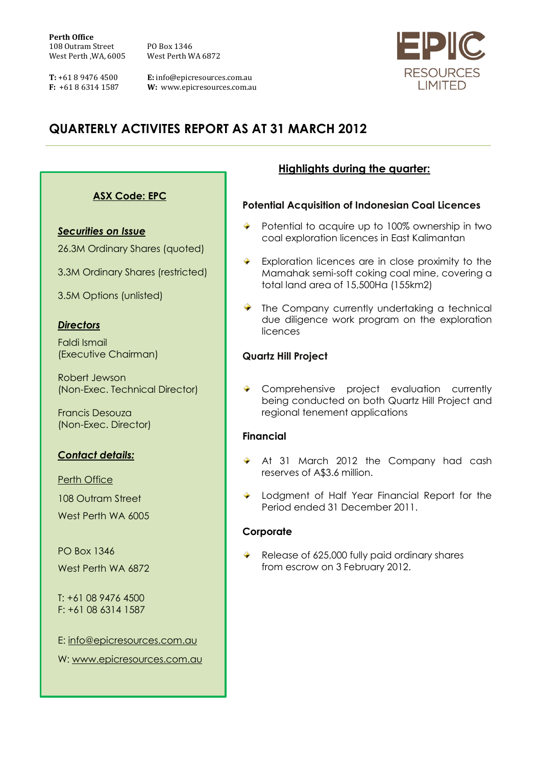**Perth Office**
108 Outram Street
West Perth ,WA, 6005

PO Box 1346
West Perth WA 6872

**T:** +61 8 9476 4500
**F:** +61 8 6314 1587

**E:** info@epicresources.com.au
**W:** www.epicresources.com.au

EPIC RESOURCES LIMITED

# QUARTERLY ACTIVITES REPORT AS AT 31 MARCH 2012

**ASX Code: EPC**

***Securities on Issue***

26.3M Ordinary Shares (quoted)

3.3M Ordinary Shares (restricted)

3.5M Options (unlisted)

***Directors***

Faldi Ismail
(Executive Chairman)

Robert Jewson
(Non-Exec. Technical Director)

Francis Desouza
(Non-Exec. Director)

***Contact details:***

Perth Office

108 Outram Street

West Perth WA 6005

PO Box 1346

West Perth WA 6872

T: +61 08 9476 4500
F: +61 08 6314 1587

E: info@epicresources.com.au

W: www.epicresources.com.au

## Highlights during the quarter:

### Potential Acquisition of Indonesian Coal Licences

- Potential to acquire up to 100% ownership in two coal exploration licences in East Kalimantan
- Exploration licences are in close proximity to the Mamahak semi-soft coking coal mine, covering a total land area of 15,500Ha (155km2)
- The Company currently undertaking a technical due diligence work program on the exploration licences

### Quartz Hill Project

- Comprehensive project evaluation currently being conducted on both Quartz Hill Project and regional tenement applications

### Financial

- At 31 March 2012 the Company had cash reserves of A$3.6 million.
- Lodgment of Half Year Financial Report for the Period ended 31 December 2011.

### Corporate

- Release of 625,000 fully paid ordinary shares from escrow on 3 February 2012.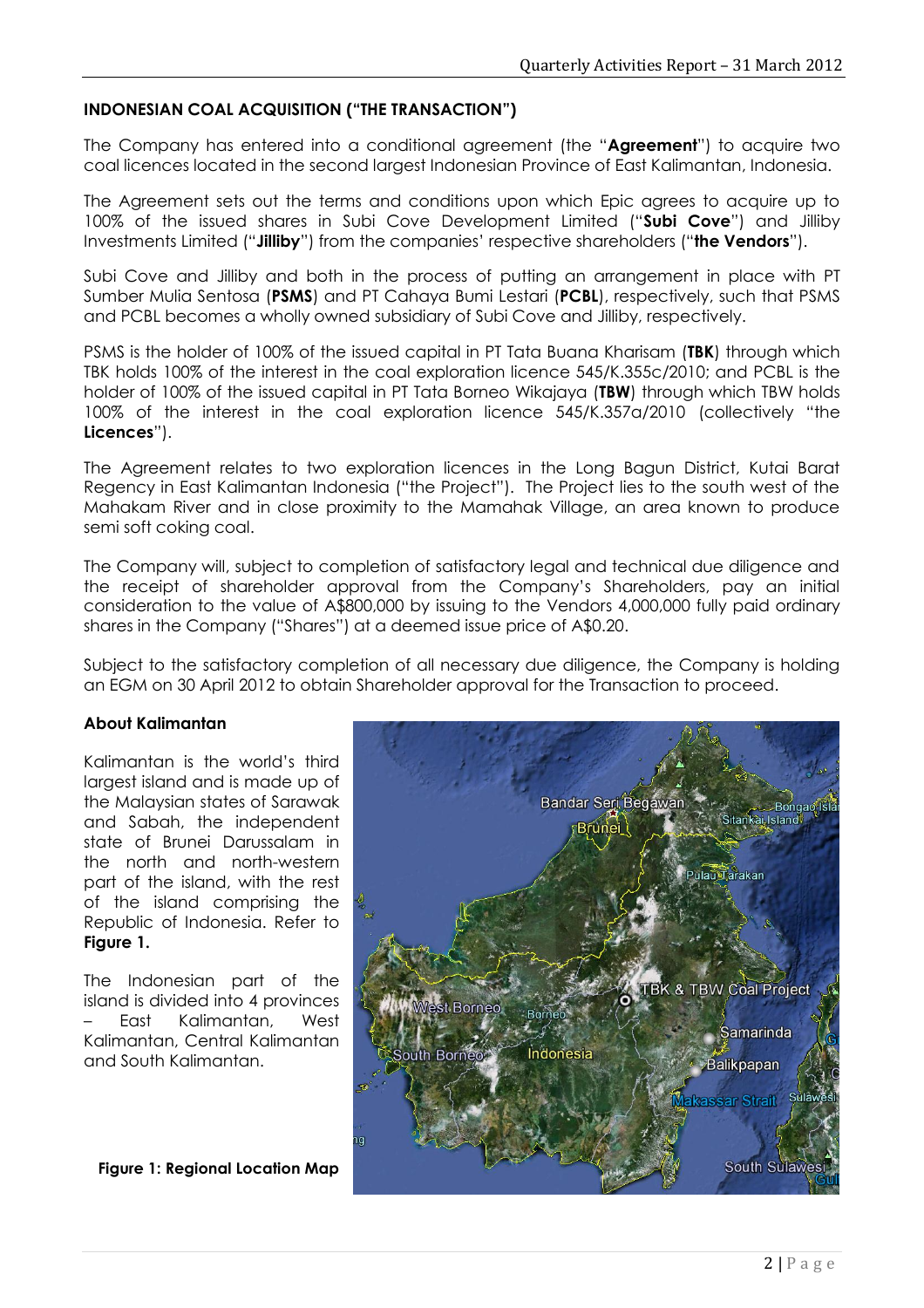## INDONESIAN COAL ACQUISITION ("THE TRANSACTION")

The Company has entered into a conditional agreement (the "**Agreement**") to acquire two coal licences located in the second largest Indonesian Province of East Kalimantan, Indonesia.

The Agreement sets out the terms and conditions upon which Epic agrees to acquire up to 100% of the issued shares in Subi Cove Development Limited ("**Subi Cove**") and Jilliby Investments Limited ("**Jilliby**") from the companies' respective shareholders ("**the Vendors**").

Subi Cove and Jilliby and both in the process of putting an arrangement in place with PT Sumber Mulia Sentosa (**PSMS**) and PT Cahaya Bumi Lestari (**PCBL**), respectively, such that PSMS and PCBL becomes a wholly owned subsidiary of Subi Cove and Jilliby, respectively.

PSMS is the holder of 100% of the issued capital in PT Tata Buana Kharisam (**TBK**) through which TBK holds 100% of the interest in the coal exploration licence 545/K.355c/2010; and PCBL is the holder of 100% of the issued capital in PT Tata Borneo Wikajaya (**TBW**) through which TBW holds 100% of the interest in the coal exploration licence 545/K.357a/2010 (collectively "the **Licences**").

The Agreement relates to two exploration licences in the Long Bagun District, Kutai Barat Regency in East Kalimantan Indonesia ("the Project"). The Project lies to the south west of the Mahakam River and in close proximity to the Mamahak Village, an area known to produce semi soft coking coal.

The Company will, subject to completion of satisfactory legal and technical due diligence and the receipt of shareholder approval from the Company's Shareholders, pay an initial consideration to the value of A$800,000 by issuing to the Vendors 4,000,000 fully paid ordinary shares in the Company ("Shares") at a deemed issue price of A$0.20.

Subject to the satisfactory completion of all necessary due diligence, the Company is holding an EGM on 30 April 2012 to obtain Shareholder approval for the Transaction to proceed.

### About Kalimantan

Kalimantan is the world's third largest island and is made up of the Malaysian states of Sarawak and Sabah, the independent state of Brunei Darussalam in the north and north-western part of the island, with the rest of the island comprising the Republic of Indonesia. Refer to **Figure 1.**

The Indonesian part of the island is divided into 4 provinces – East Kalimantan, West Kalimantan, Central Kalimantan and South Kalimantan.

**Figure 1: Regional Location Map**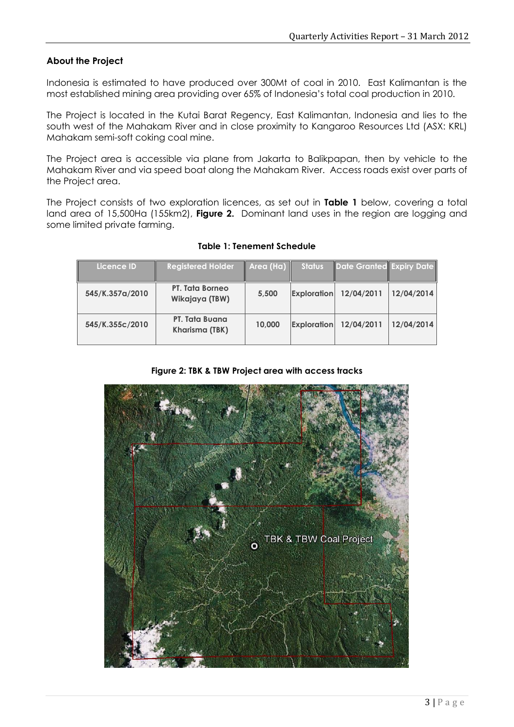## About the Project

Indonesia is estimated to have produced over 300Mt of coal in 2010. East Kalimantan is the most established mining area providing over 65% of Indonesia's total coal production in 2010.

The Project is located in the Kutai Barat Regency, East Kalimantan, Indonesia and lies to the south west of the Mahakam River and in close proximity to Kangaroo Resources Ltd (ASX: KRL) Mahakam semi-soft coking coal mine.

The Project area is accessible via plane from Jakarta to Balikpapan, then by vehicle to the Mahakam River and via speed boat along the Mahakam River. Access roads exist over parts of the Project area.

The Project consists of two exploration licences, as set out in **Table 1** below, covering a total land area of 15,500Ha (155km2), **Figure 2.** Dominant land uses in the region are logging and some limited private farming.

**Table 1: Tenement Schedule**

| Licence ID | Registered Holder | Area (Ha) | Status | Date Granted | Expiry Date |
|---|---|---|---|---|---|
| 545/K.357a/2010 | PT. Tata Borneo Wikajaya (TBW) | 5,500 | Exploration | 12/04/2011 | 12/04/2014 |
| 545/K.355c/2010 | PT. Tata Buana Kharisma (TBK) | 10,000 | Exploration | 12/04/2011 | 12/04/2014 |

**Figure 2: TBK & TBW Project area with access tracks**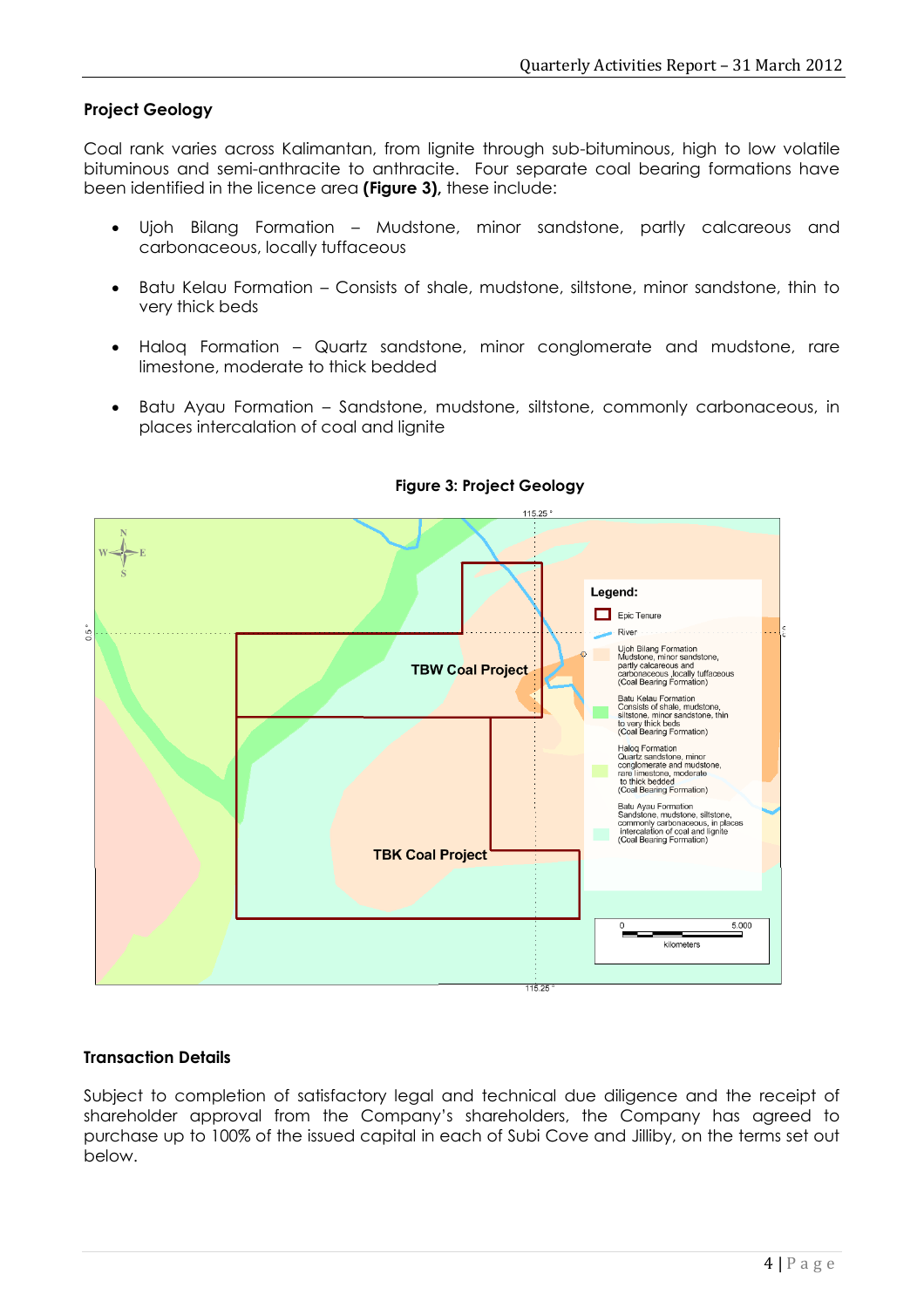## Project Geology

Coal rank varies across Kalimantan, from lignite through sub-bituminous, high to low volatile bituminous and semi-anthracite to anthracite. Four separate coal bearing formations have been identified in the licence area **(Figure 3),** these include:

- Ujoh Bilang Formation – Mudstone, minor sandstone, partly calcareous and carbonaceous, locally tuffaceous
- Batu Kelau Formation – Consists of shale, mudstone, siltstone, minor sandstone, thin to very thick beds
- Haloq Formation – Quartz sandstone, minor conglomerate and mudstone, rare limestone, moderate to thick bedded
- Batu Ayau Formation – Sandstone, mudstone, siltstone, commonly carbonaceous, in places intercalation of coal and lignite

**Figure 3: Project Geology**

## Transaction Details

Subject to completion of satisfactory legal and technical due diligence and the receipt of shareholder approval from the Company's shareholders, the Company has agreed to purchase up to 100% of the issued capital in each of Subi Cove and Jilliby, on the terms set out below.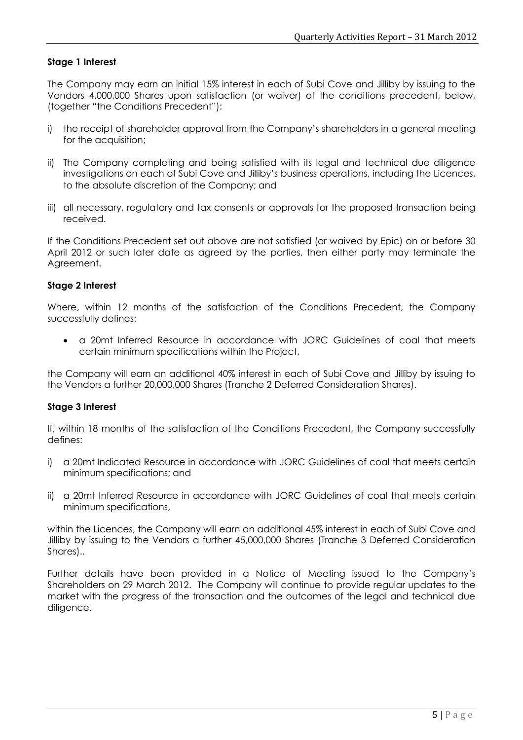**Stage 1 Interest**

The Company may earn an initial 15% interest in each of Subi Cove and Jilliby by issuing to the Vendors 4,000,000 Shares upon satisfaction (or waiver) of the conditions precedent, below, (together "the Conditions Precedent"):

i) the receipt of shareholder approval from the Company's shareholders in a general meeting for the acquisition;

ii) The Company completing and being satisfied with its legal and technical due diligence investigations on each of Subi Cove and Jilliby's business operations, including the Licences, to the absolute discretion of the Company; and

iii) all necessary, regulatory and tax consents or approvals for the proposed transaction being received.

If the Conditions Precedent set out above are not satisfied (or waived by Epic) on or before 30 April 2012 or such later date as agreed by the parties, then either party may terminate the Agreement.

**Stage 2 Interest**

Where, within 12 months of the satisfaction of the Conditions Precedent, the Company successfully defines:

- a 20mt Inferred Resource in accordance with JORC Guidelines of coal that meets certain minimum specifications within the Project,

the Company will earn an additional 40% interest in each of Subi Cove and Jilliby by issuing to the Vendors a further 20,000,000 Shares (Tranche 2 Deferred Consideration Shares).

**Stage 3 Interest**

If, within 18 months of the satisfaction of the Conditions Precedent, the Company successfully defines:

i) a 20mt Indicated Resource in accordance with JORC Guidelines of coal that meets certain minimum specifications; and

ii) a 20mt Inferred Resource in accordance with JORC Guidelines of coal that meets certain minimum specifications,

within the Licences, the Company will earn an additional 45% interest in each of Subi Cove and Jilliby by issuing to the Vendors a further 45,000,000 Shares (Tranche 3 Deferred Consideration Shares)..

Further details have been provided in a Notice of Meeting issued to the Company's Shareholders on 29 March 2012. The Company will continue to provide regular updates to the market with the progress of the transaction and the outcomes of the legal and technical due diligence.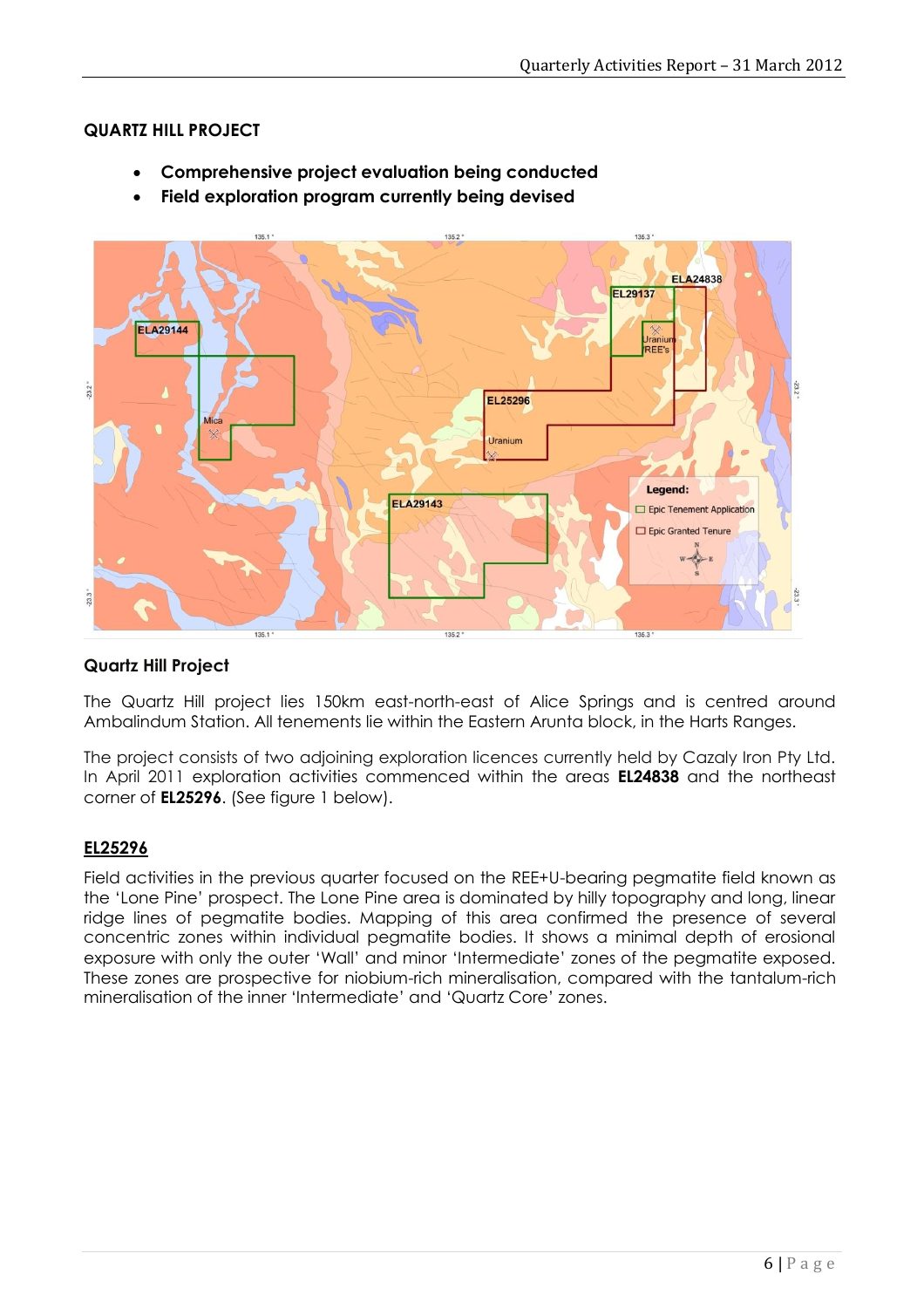**QUARTZ HILL PROJECT**

- **Comprehensive project evaluation being conducted**
- **Field exploration program currently being devised**

**Quartz Hill Project**

The Quartz Hill project lies 150km east-north-east of Alice Springs and is centred around Ambalindum Station. All tenements lie within the Eastern Arunta block, in the Harts Ranges.

The project consists of two adjoining exploration licences currently held by Cazaly Iron Pty Ltd. In April 2011 exploration activities commenced within the areas **EL24838** and the northeast corner of **EL25296**. (See figure 1 below).

**EL25296**

Field activities in the previous quarter focused on the REE+U-bearing pegmatite field known as the 'Lone Pine' prospect. The Lone Pine area is dominated by hilly topography and long, linear ridge lines of pegmatite bodies. Mapping of this area confirmed the presence of several concentric zones within individual pegmatite bodies. It shows a minimal depth of erosional exposure with only the outer 'Wall' and minor 'Intermediate' zones of the pegmatite exposed. These zones are prospective for niobium-rich mineralisation, compared with the tantalum-rich mineralisation of the inner 'Intermediate' and 'Quartz Core' zones.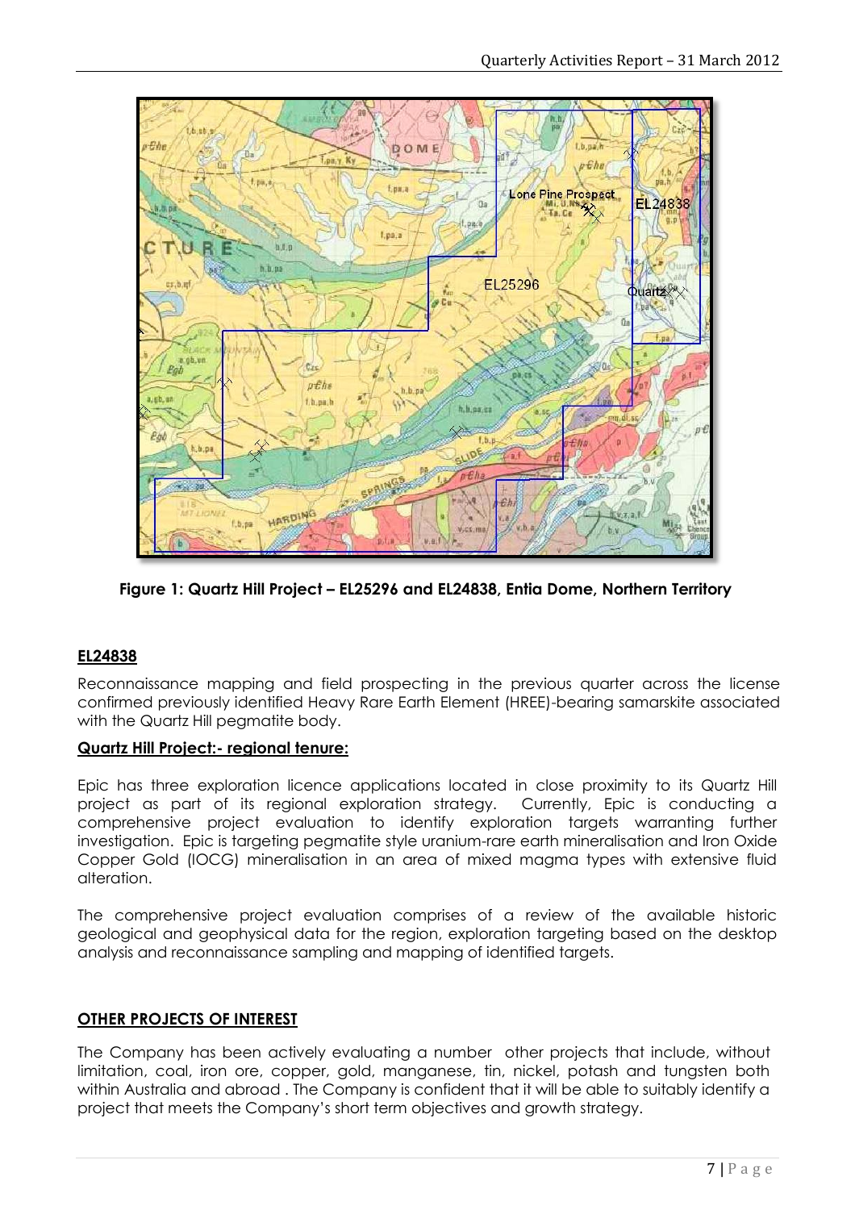**Figure 1: Quartz Hill Project – EL25296 and EL24838, Entia Dome, Northern Territory**

## EL24838

Reconnaissance mapping and field prospecting in the previous quarter across the license confirmed previously identified Heavy Rare Earth Element (HREE)-bearing samarskite associated with the Quartz Hill pegmatite body.

### Quartz Hill Project:- regional tenure:

Epic has three exploration licence applications located in close proximity to its Quartz Hill project as part of its regional exploration strategy. Currently, Epic is conducting a comprehensive project evaluation to identify exploration targets warranting further investigation. Epic is targeting pegmatite style uranium-rare earth mineralisation and Iron Oxide Copper Gold (IOCG) mineralisation in an area of mixed magma types with extensive fluid alteration.

The comprehensive project evaluation comprises of a review of the available historic geological and geophysical data for the region, exploration targeting based on the desktop analysis and reconnaissance sampling and mapping of identified targets.

## OTHER PROJECTS OF INTEREST

The Company has been actively evaluating a number other projects that include, without limitation, coal, iron ore, copper, gold, manganese, tin, nickel, potash and tungsten both within Australia and abroad . The Company is confident that it will be able to suitably identify a project that meets the Company's short term objectives and growth strategy.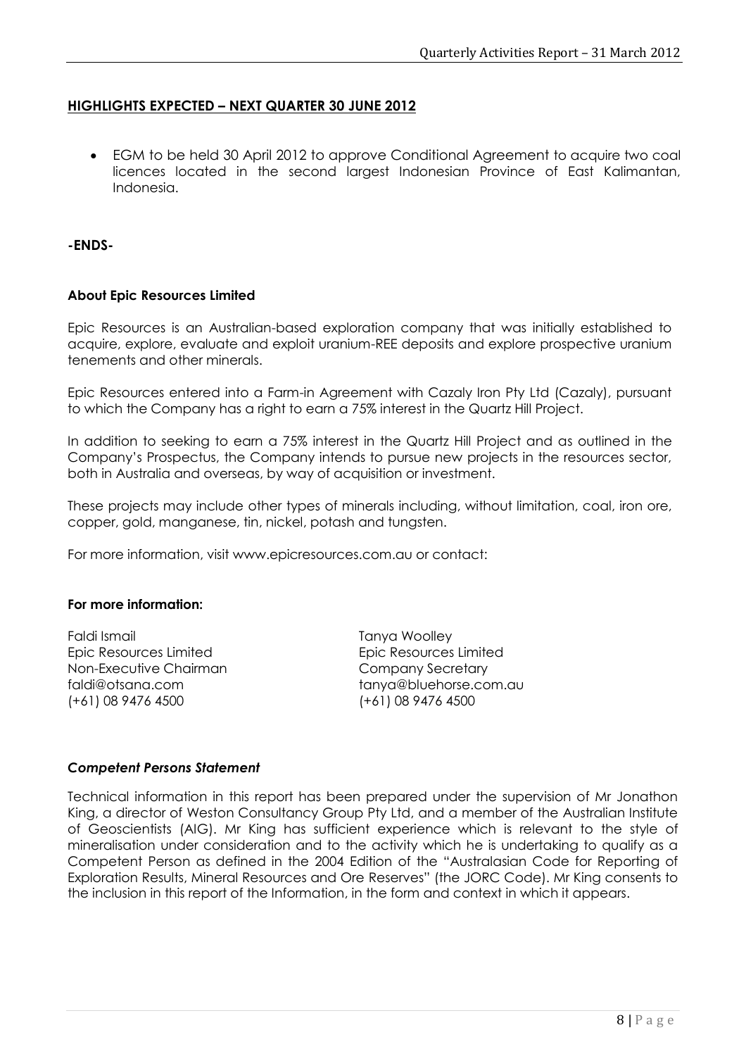## HIGHLIGHTS EXPECTED – NEXT QUARTER 30 JUNE 2012

- EGM to be held 30 April 2012 to approve Conditional Agreement to acquire two coal licences located in the second largest Indonesian Province of East Kalimantan, Indonesia.

**-ENDS-**

### About Epic Resources Limited

Epic Resources is an Australian-based exploration company that was initially established to acquire, explore, evaluate and exploit uranium-REE deposits and explore prospective uranium tenements and other minerals.

Epic Resources entered into a Farm-in Agreement with Cazaly Iron Pty Ltd (Cazaly), pursuant to which the Company has a right to earn a 75% interest in the Quartz Hill Project.

In addition to seeking to earn a 75% interest in the Quartz Hill Project and as outlined in the Company's Prospectus, the Company intends to pursue new projects in the resources sector, both in Australia and overseas, by way of acquisition or investment.

These projects may include other types of minerals including, without limitation, coal, iron ore, copper, gold, manganese, tin, nickel, potash and tungsten.

For more information, visit www.epicresources.com.au or contact:

**For more information:**

Faldi Ismail
Epic Resources Limited
Non-Executive Chairman
faldi@otsana.com
(+61) 08 9476 4500

Tanya Woolley
Epic Resources Limited
Company Secretary
tanya@bluehorse.com.au
(+61) 08 9476 4500

### *Competent Persons Statement*

Technical information in this report has been prepared under the supervision of Mr Jonathon King, a director of Weston Consultancy Group Pty Ltd, and a member of the Australian Institute of Geoscientists (AIG). Mr King has sufficient experience which is relevant to the style of mineralisation under consideration and to the activity which he is undertaking to qualify as a Competent Person as defined in the 2004 Edition of the "Australasian Code for Reporting of Exploration Results, Mineral Resources and Ore Reserves" (the JORC Code). Mr King consents to the inclusion in this report of the Information, in the form and context in which it appears.